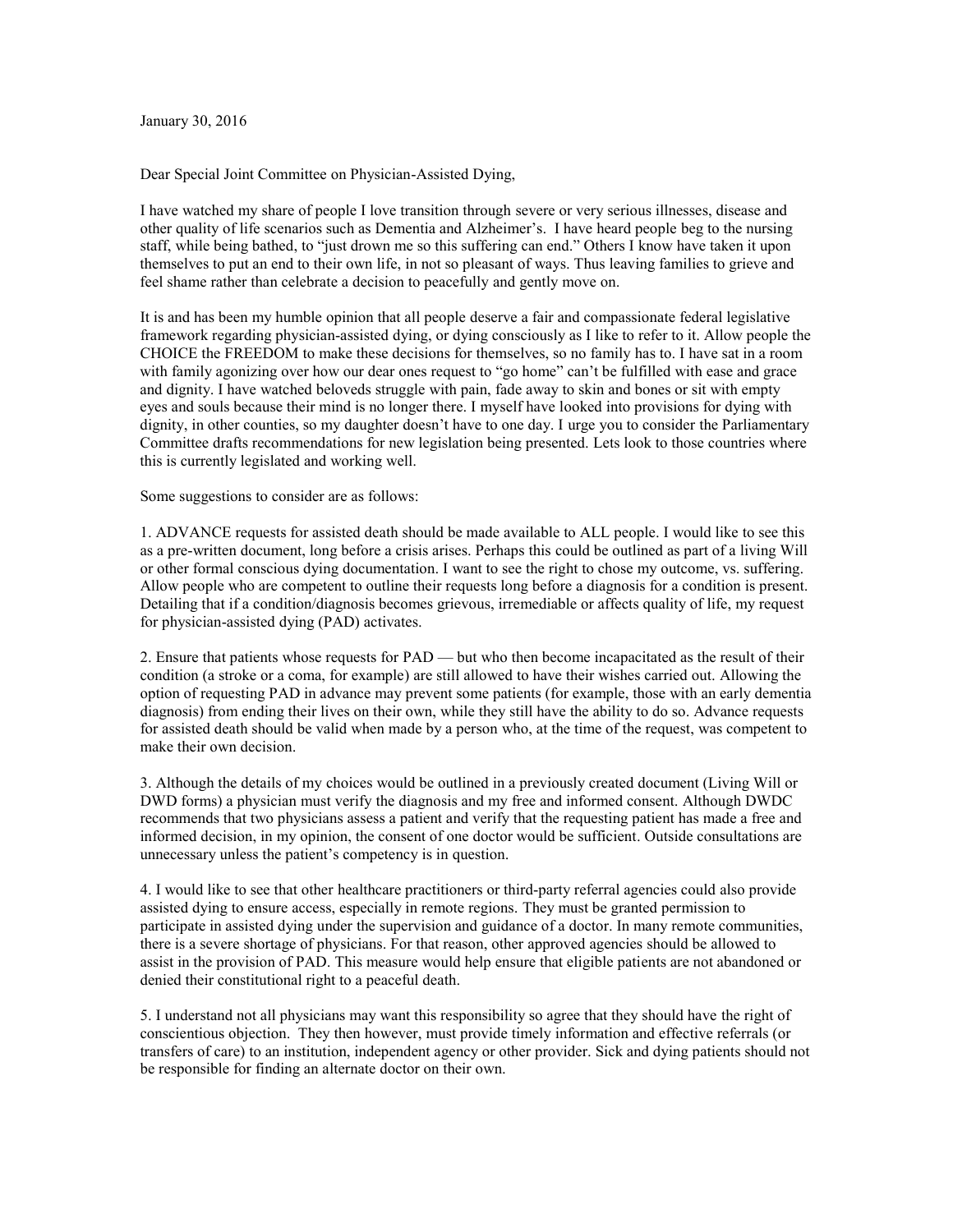January 30, 2016

Dear Special Joint Committee on Physician-Assisted Dying,

I have watched my share of people I love transition through severe or very serious illnesses, disease and other quality of life scenarios such as Dementia and Alzheimer's. I have heard people beg to the nursing staff, while being bathed, to "just drown me so this suffering can end." Others I know have taken it upon themselves to put an end to their own life, in not so pleasant of ways. Thus leaving families to grieve and feel shame rather than celebrate a decision to peacefully and gently move on.

It is and has been my humble opinion that all people deserve a fair and compassionate federal legislative framework regarding physician-assisted dying, or dying consciously as I like to refer to it. Allow people the CHOICE the FREEDOM to make these decisions for themselves, so no family has to. I have sat in a room with family agonizing over how our dear ones request to "go home" can't be fulfilled with ease and grace and dignity. I have watched beloveds struggle with pain, fade away to skin and bones or sit with empty eyes and souls because their mind is no longer there. I myself have looked into provisions for dying with dignity, in other counties, so my daughter doesn't have to one day. I urge you to consider the Parliamentary Committee drafts recommendations for new legislation being presented. Lets look to those countries where this is currently legislated and working well.

Some suggestions to consider are as follows:

1. ADVANCE requests for assisted death should be made available to ALL people. I would like to see this as a pre-written document, long before a crisis arises. Perhaps this could be outlined as part of a living Will or other formal conscious dying documentation. I want to see the right to chose my outcome, vs. suffering. Allow people who are competent to outline their requests long before a diagnosis for a condition is present. Detailing that if a condition/diagnosis becomes grievous, irremediable or affects quality of life, my request for physician-assisted dying (PAD) activates.

2. Ensure that patients whose requests for PAD — but who then become incapacitated as the result of their condition (a stroke or a coma, for example) are still allowed to have their wishes carried out. Allowing the option of requesting PAD in advance may prevent some patients (for example, those with an early dementia diagnosis) from ending their lives on their own, while they still have the ability to do so. Advance requests for assisted death should be valid when made by a person who, at the time of the request, was competent to make their own decision.

3. Although the details of my choices would be outlined in a previously created document (Living Will or DWD forms) a physician must verify the diagnosis and my free and informed consent. Although DWDC recommends that two physicians assess a patient and verify that the requesting patient has made a free and informed decision, in my opinion, the consent of one doctor would be sufficient. Outside consultations are unnecessary unless the patient's competency is in question.

4. I would like to see that other healthcare practitioners or third-party referral agencies could also provide assisted dying to ensure access, especially in remote regions. They must be granted permission to participate in assisted dying under the supervision and guidance of a doctor. In many remote communities, there is a severe shortage of physicians. For that reason, other approved agencies should be allowed to assist in the provision of PAD. This measure would help ensure that eligible patients are not abandoned or denied their constitutional right to a peaceful death.

5. I understand not all physicians may want this responsibility so agree that they should have the right of conscientious objection. They then however, must provide timely information and effective referrals (or transfers of care) to an institution, independent agency or other provider. Sick and dying patients should not be responsible for finding an alternate doctor on their own.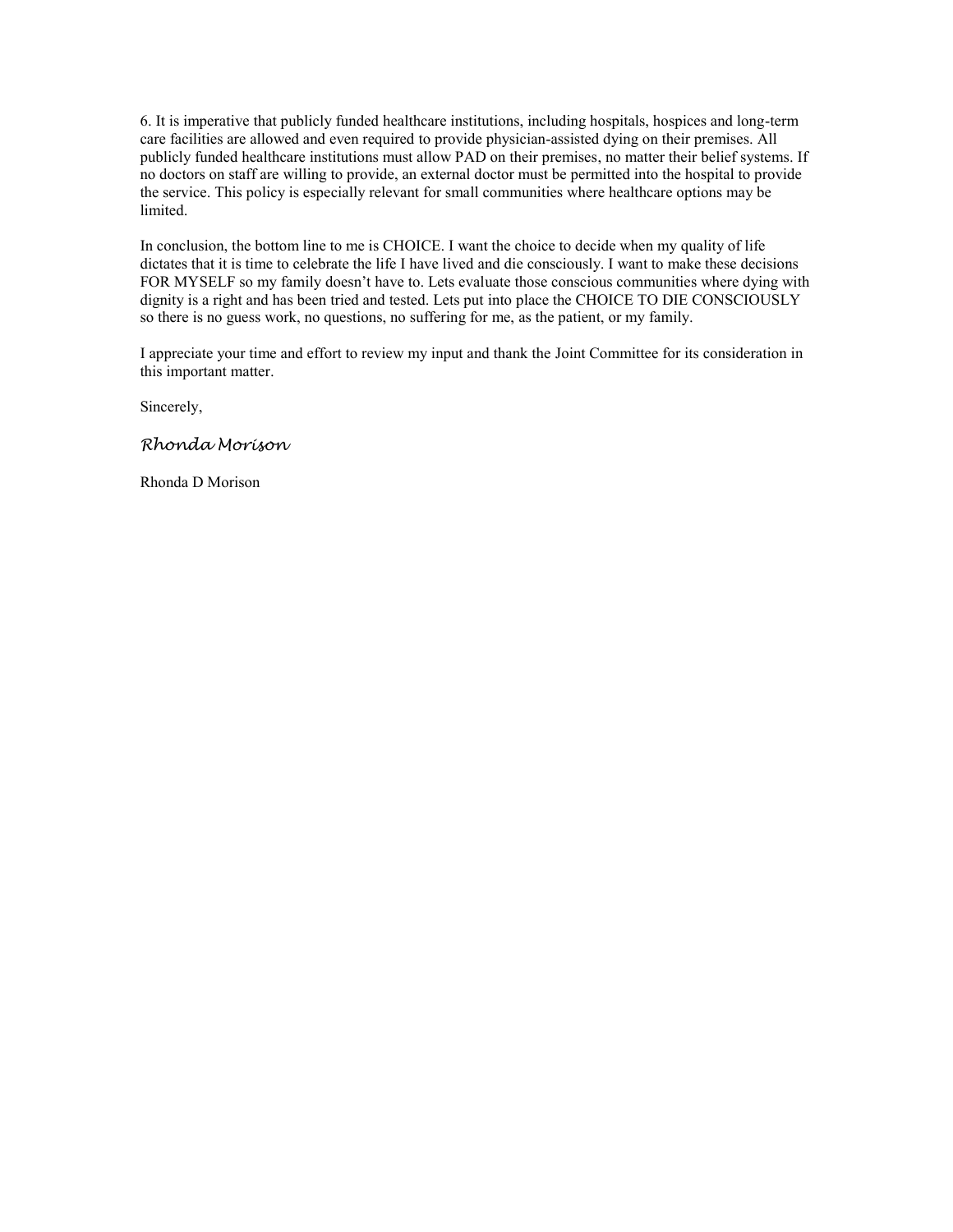6. It is imperative that publicly funded healthcare institutions, including hospitals, hospices and long-term care facilities are allowed and even required to provide physician-assisted dying on their premises. All publicly funded healthcare institutions must allow PAD on their premises, no matter their belief systems. If no doctors on staff are willing to provide, an external doctor must be permitted into the hospital to provide the service. This policy is especially relevant for small communities where healthcare options may be limited.

In conclusion, the bottom line to me is CHOICE. I want the choice to decide when my quality of life dictates that it is time to celebrate the life I have lived and die consciously. I want to make these decisions FOR MYSELF so my family doesn't have to. Lets evaluate those conscious communities where dying with dignity is a right and has been tried and tested. Lets put into place the CHOICE TO DIE CONSCIOUSLY so there is no guess work, no questions, no suffering for me, as the patient, or my family.

I appreciate your time and effort to review my input and thank the Joint Committee for its consideration in this important matter.

Sincerely,

*Rhonda Morison*

Rhonda D Morison